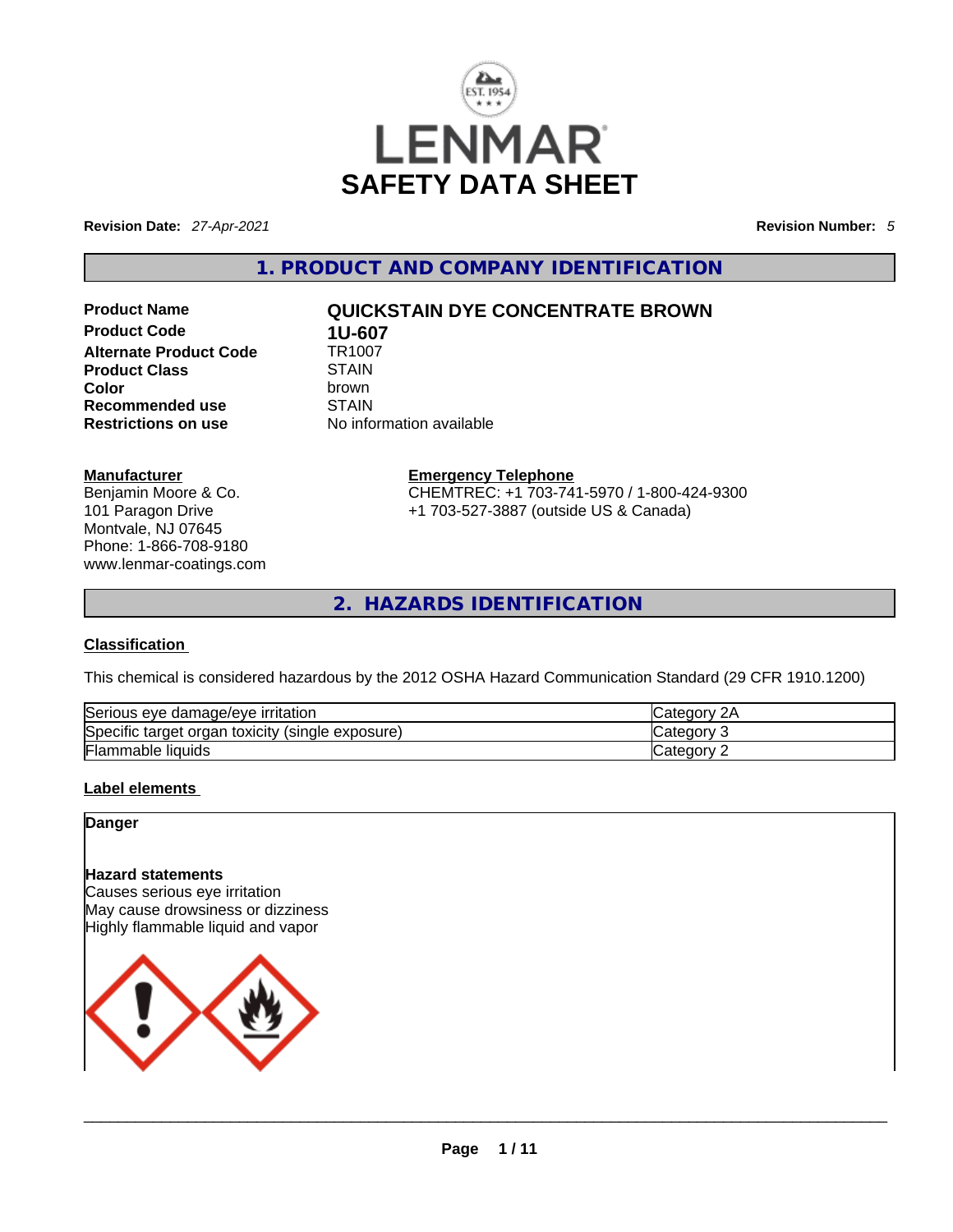# SAFETY DATA SHEET

**Revision Date:** *27-Apr-2021* **Revision Number:** *5*

## 1. PRODUCT AND COMPANY IDENTIFICATION

| | |
|---|---|
| **Product Name** | **QUICKSTAIN DYE CONCENTRATE BROWN** |
| **Product Code** | **1U-607** |
| **Alternate Product Code** | TR1007 |
| **Product Class** | STAIN |
| **Color** | brown |
| **Recommended use** | STAIN |
| **Restrictions on use** | No information available |

**Manufacturer**
Benjamin Moore & Co.
101 Paragon Drive
Montvale, NJ 07645
Phone: 1-866-708-9180
www.lenmar-coatings.com

**Emergency Telephone**
CHEMTREC: +1 703-741-5970 / 1-800-424-9300
+1 703-527-3887 (outside US & Canada)

## 2. HAZARDS IDENTIFICATION

**Classification**

This chemical is considered hazardous by the 2012 OSHA Hazard Communication Standard (29 CFR 1910.1200)

| | |
|---|---|
| Serious eye damage/eye irritation | Category 2A |
| Specific target organ toxicity (single exposure) | Category 3 |
| Flammable liquids | Category 2 |

**Label elements**

**Danger**

**Hazard statements**
Causes serious eye irritation
May cause drowsiness or dizziness
Highly flammable liquid and vapor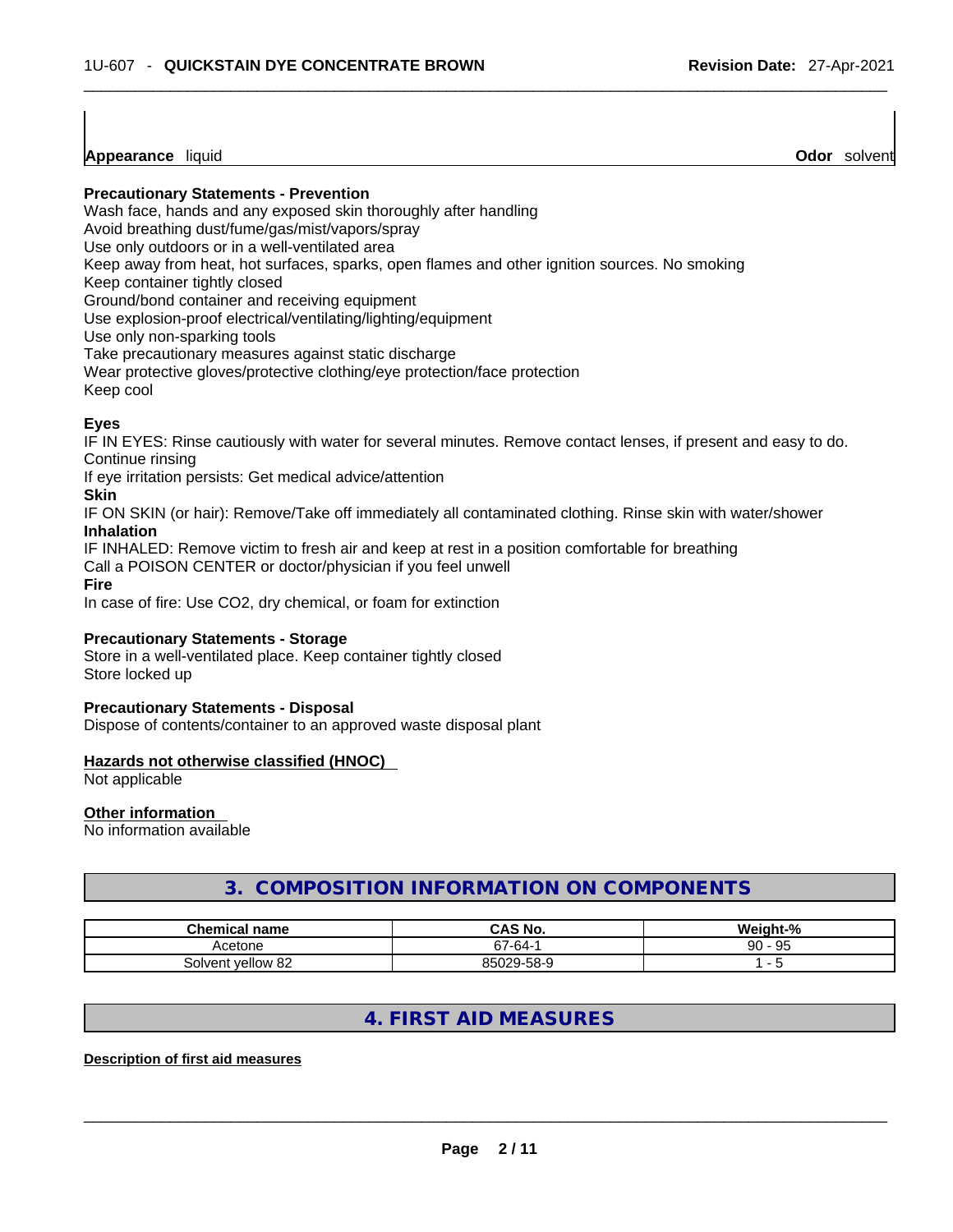**Appearance** liquid **Odor** solvent

**Precautionary Statements - Prevention**

Wash face, hands and any exposed skin thoroughly after handling
Avoid breathing dust/fume/gas/mist/vapors/spray
Use only outdoors or in a well-ventilated area
Keep away from heat, hot surfaces, sparks, open flames and other ignition sources. No smoking
Keep container tightly closed
Ground/bond container and receiving equipment
Use explosion-proof electrical/ventilating/lighting/equipment
Use only non-sparking tools
Take precautionary measures against static discharge
Wear protective gloves/protective clothing/eye protection/face protection
Keep cool

**Eyes**

IF IN EYES: Rinse cautiously with water for several minutes. Remove contact lenses, if present and easy to do. Continue rinsing
If eye irritation persists: Get medical advice/attention

**Skin**

IF ON SKIN (or hair): Remove/Take off immediately all contaminated clothing. Rinse skin with water/shower

**Inhalation**

IF INHALED: Remove victim to fresh air and keep at rest in a position comfortable for breathing
Call a POISON CENTER or doctor/physician if you feel unwell

**Fire**

In case of fire: Use CO2, dry chemical, or foam for extinction

**Precautionary Statements - Storage**

Store in a well-ventilated place. Keep container tightly closed
Store locked up

**Precautionary Statements - Disposal**

Dispose of contents/container to an approved waste disposal plant

**Hazards not otherwise classified (HNOC)**

Not applicable

**Other information**

No information available

## 3. COMPOSITION INFORMATION ON COMPONENTS

| Chemical name | CAS No. | Weight-% |
|---|---|---|
| Acetone | 67-64-1 | 90 - 95 |
| Solvent yellow 82 | 85029-58-9 | 1 - 5 |

## 4. FIRST AID MEASURES

**Description of first aid measures**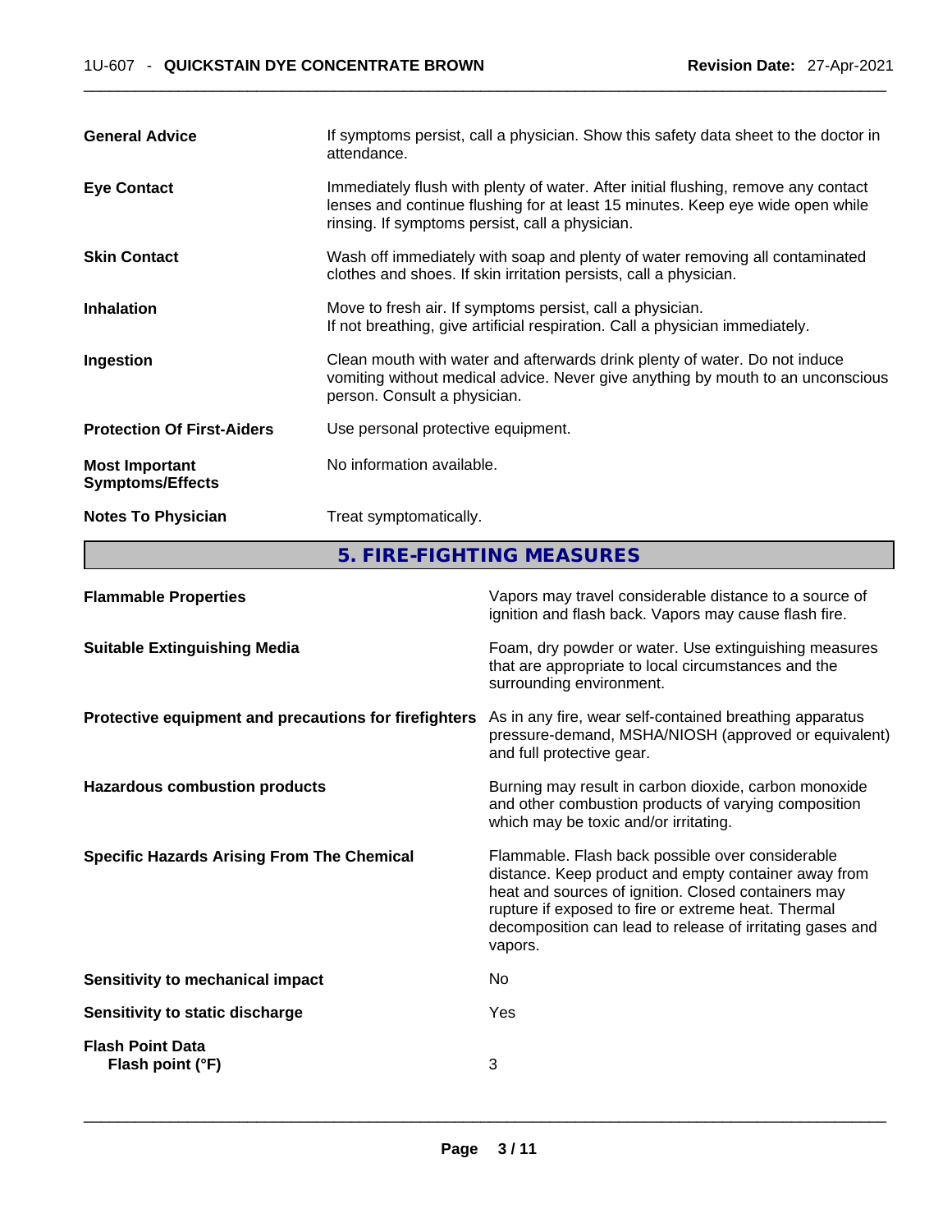| | |
|---|---|
| **General Advice** | If symptoms persist, call a physician. Show this safety data sheet to the doctor in attendance. |
| **Eye Contact** | Immediately flush with plenty of water. After initial flushing, remove any contact lenses and continue flushing for at least 15 minutes. Keep eye wide open while rinsing. If symptoms persist, call a physician. |
| **Skin Contact** | Wash off immediately with soap and plenty of water removing all contaminated clothes and shoes. If skin irritation persists, call a physician. |
| **Inhalation** | Move to fresh air. If symptoms persist, call a physician. If not breathing, give artificial respiration. Call a physician immediately. |
| **Ingestion** | Clean mouth with water and afterwards drink plenty of water. Do not induce vomiting without medical advice. Never give anything by mouth to an unconscious person. Consult a physician. |
| **Protection Of First-Aiders** | Use personal protective equipment. |
| **Most Important Symptoms/Effects** | No information available. |
| **Notes To Physician** | Treat symptomatically. |

## 5. FIRE-FIGHTING MEASURES

| | |
|---|---|
| **Flammable Properties** | Vapors may travel considerable distance to a source of ignition and flash back. Vapors may cause flash fire. |
| **Suitable Extinguishing Media** | Foam, dry powder or water. Use extinguishing measures that are appropriate to local circumstances and the surrounding environment. |
| **Protective equipment and precautions for firefighters** | As in any fire, wear self-contained breathing apparatus pressure-demand, MSHA/NIOSH (approved or equivalent) and full protective gear. |
| **Hazardous combustion products** | Burning may result in carbon dioxide, carbon monoxide and other combustion products of varying composition which may be toxic and/or irritating. |
| **Specific Hazards Arising From The Chemical** | Flammable. Flash back possible over considerable distance. Keep product and empty container away from heat and sources of ignition. Closed containers may rupture if exposed to fire or extreme heat. Thermal decomposition can lead to release of irritating gases and vapors. |
| **Sensitivity to mechanical impact** | No |
| **Sensitivity to static discharge** | Yes |

**Flash Point Data**

| | |
|---|---|
| **Flash point (°F)** | 3 |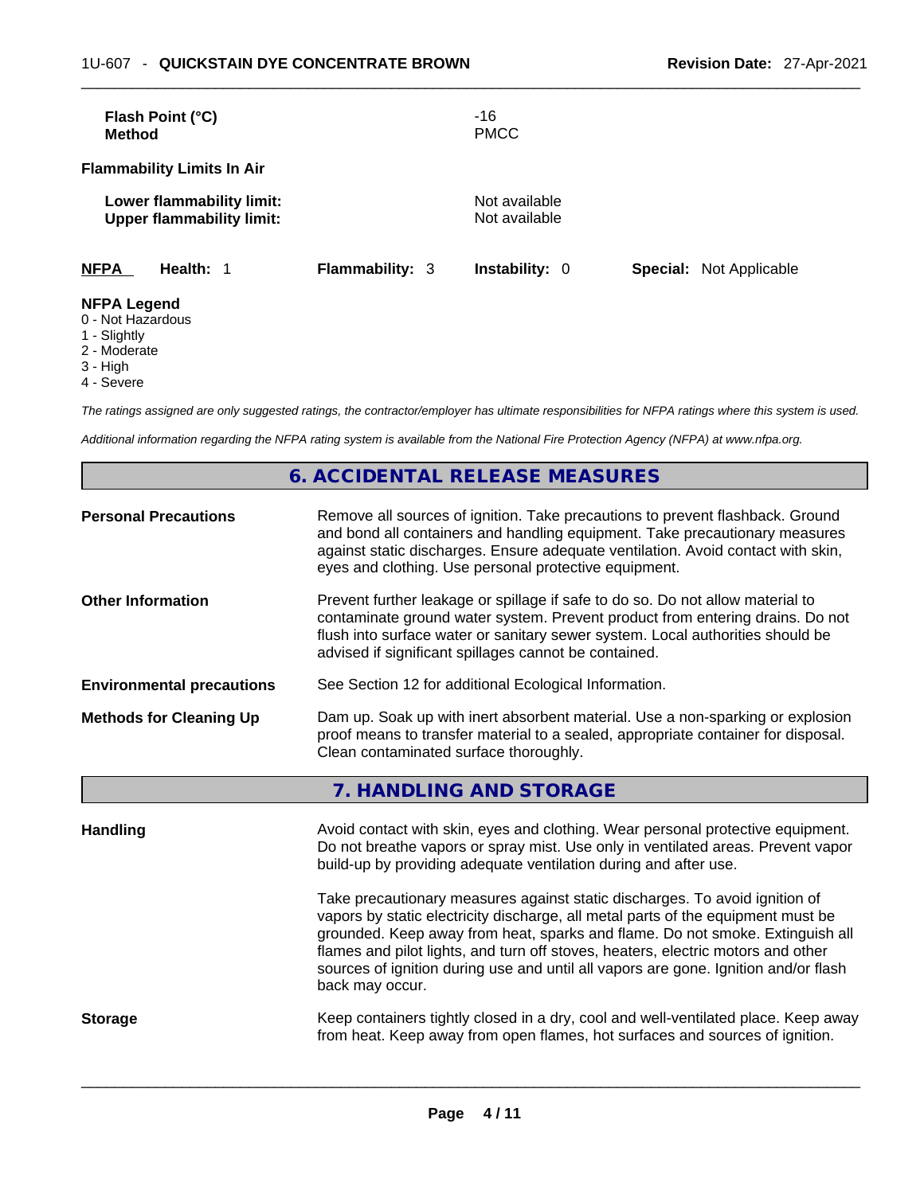| | |
|---|---|
| **Flash Point (°C)** | -16 |
| **Method** | PMCC |

**Flammability Limits In Air**

| | |
|---|---|
| **Lower flammability limit:** | Not available |
| **Upper flammability limit:** | Not available |

| **NFPA** | **Health:** 1 | **Flammability:** 3 | **Instability:** 0 | **Special:** Not Applicable |
|---|---|---|---|---|

**NFPA Legend**
0 - Not Hazardous
1 - Slightly
2 - Moderate
3 - High
4 - Severe

*The ratings assigned are only suggested ratings, the contractor/employer has ultimate responsibilities for NFPA ratings where this system is used.*

*Additional information regarding the NFPA rating system is available from the National Fire Protection Agency (NFPA) at www.nfpa.org.*

## 6. ACCIDENTAL RELEASE MEASURES

**Personal Precautions**
Remove all sources of ignition. Take precautions to prevent flashback. Ground and bond all containers and handling equipment. Take precautionary measures against static discharges. Ensure adequate ventilation. Avoid contact with skin, eyes and clothing. Use personal protective equipment.

**Other Information**
Prevent further leakage or spillage if safe to do so. Do not allow material to contaminate ground water system. Prevent product from entering drains. Do not flush into surface water or sanitary sewer system. Local authorities should be advised if significant spillages cannot be contained.

**Environmental precautions**
See Section 12 for additional Ecological Information.

**Methods for Cleaning Up**
Dam up. Soak up with inert absorbent material. Use a non-sparking or explosion proof means to transfer material to a sealed, appropriate container for disposal. Clean contaminated surface thoroughly.

## 7. HANDLING AND STORAGE

**Handling**
Avoid contact with skin, eyes and clothing. Wear personal protective equipment. Do not breathe vapors or spray mist. Use only in ventilated areas. Prevent vapor build-up by providing adequate ventilation during and after use.

Take precautionary measures against static discharges. To avoid ignition of vapors by static electricity discharge, all metal parts of the equipment must be grounded. Keep away from heat, sparks and flame. Do not smoke. Extinguish all flames and pilot lights, and turn off stoves, heaters, electric motors and other sources of ignition during use and until all vapors are gone. Ignition and/or flash back may occur.

**Storage**
Keep containers tightly closed in a dry, cool and well-ventilated place. Keep away from heat. Keep away from open flames, hot surfaces and sources of ignition.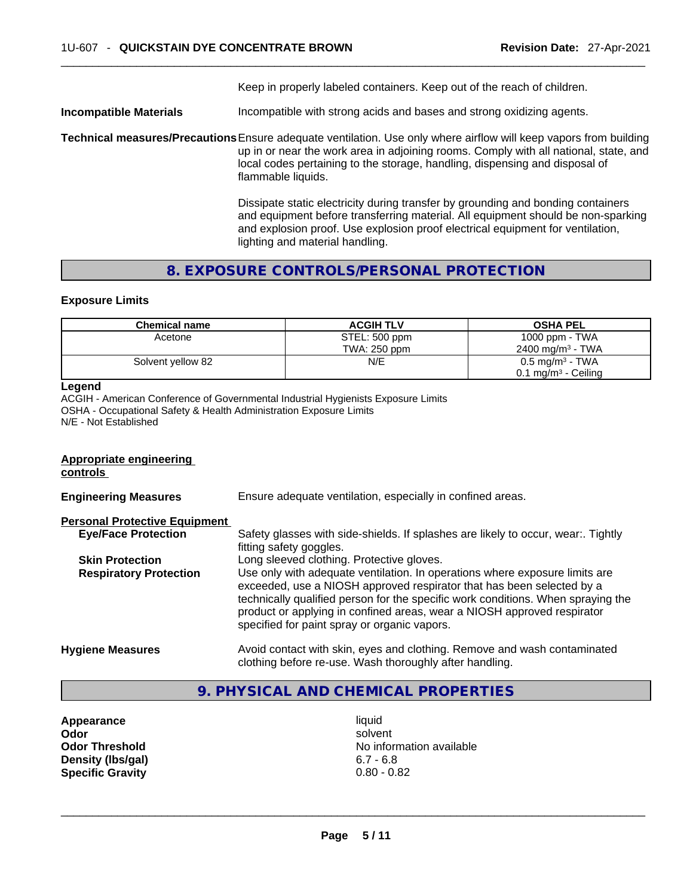Keep in properly labeled containers. Keep out of the reach of children.

**Incompatible Materials** Incompatible with strong acids and bases and strong oxidizing agents.

**Technical measures/Precautions** Ensure adequate ventilation. Use only where airflow will keep vapors from building up in or near the work area in adjoining rooms. Comply with all national, state, and local codes pertaining to the storage, handling, dispensing and disposal of flammable liquids.

Dissipate static electricity during transfer by grounding and bonding containers and equipment before transferring material. All equipment should be non-sparking and explosion proof. Use explosion proof electrical equipment for ventilation, lighting and material handling.

## 8. EXPOSURE CONTROLS/PERSONAL PROTECTION

### Exposure Limits

| Chemical name | ACGIH TLV | OSHA PEL |
|---|---|---|
| Acetone | STEL: 500 ppm<br>TWA: 250 ppm | 1000 ppm - TWA<br>2400 mg/m³ - TWA |
| Solvent yellow 82 | N/E | 0.5 mg/m³ - TWA<br>0.1 mg/m³ - Ceiling |

**Legend**
ACGIH - American Conference of Governmental Industrial Hygienists Exposure Limits
OSHA - Occupational Safety & Health Administration Exposure Limits
N/E - Not Established

**Appropriate engineering controls**

**Engineering Measures** Ensure adequate ventilation, especially in confined areas.

**Personal Protective Equipment**

**Eye/Face Protection** Safety glasses with side-shields. If splashes are likely to occur, wear:. Tightly fitting safety goggles.

**Skin Protection** Long sleeved clothing. Protective gloves.

**Respiratory Protection** Use only with adequate ventilation. In operations where exposure limits are exceeded, use a NIOSH approved respirator that has been selected by a technically qualified person for the specific work conditions. When spraying the product or applying in confined areas, wear a NIOSH approved respirator specified for paint spray or organic vapors.

**Hygiene Measures** Avoid contact with skin, eyes and clothing. Remove and wash contaminated clothing before re-use. Wash thoroughly after handling.

## 9. PHYSICAL AND CHEMICAL PROPERTIES

**Appearance** liquid
**Odor** solvent
**Odor Threshold** No information available
**Density (lbs/gal)** 6.7 - 6.8
**Specific Gravity** 0.80 - 0.82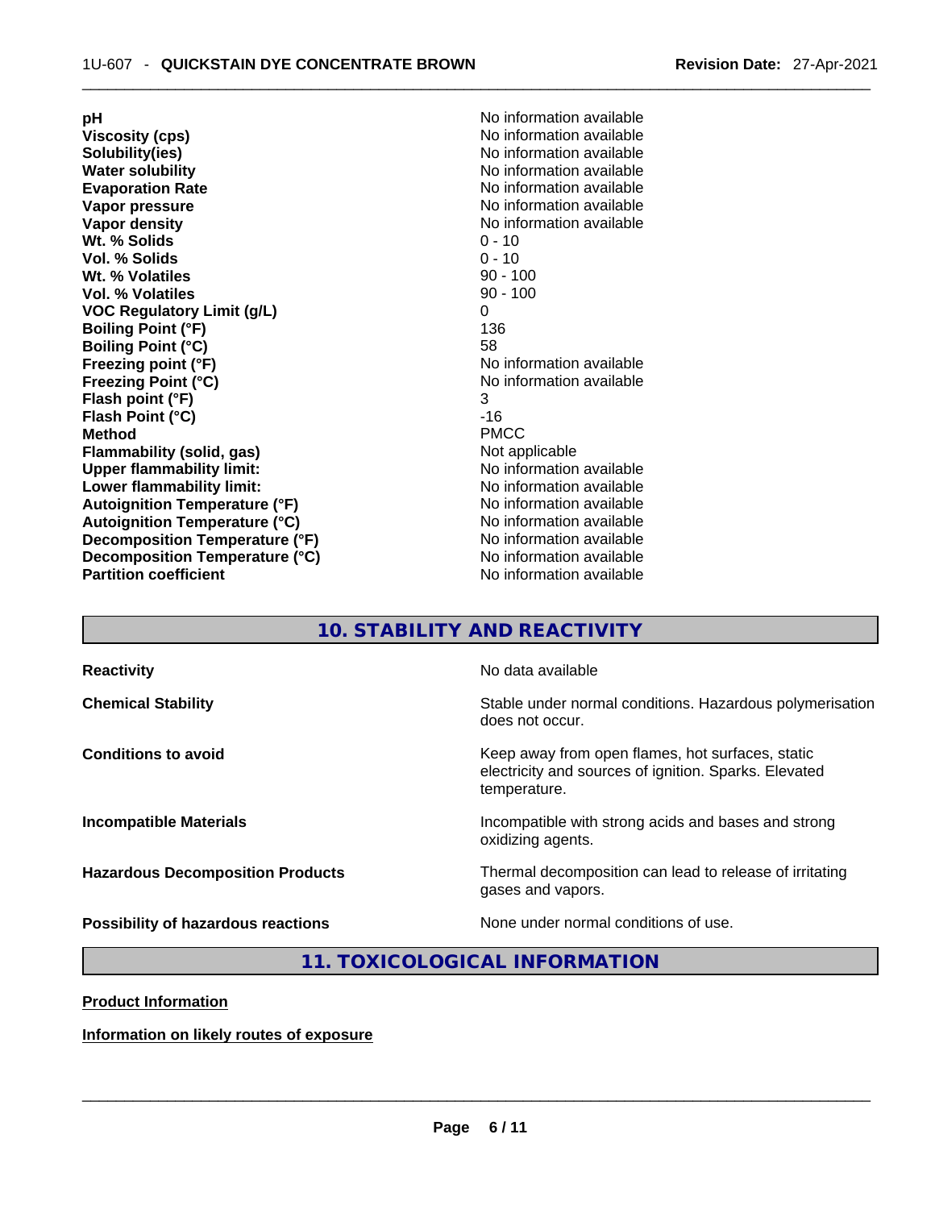| | |
|---|---|
| **pH** | No information available |
| **Viscosity (cps)** | No information available |
| **Solubility(ies)** | No information available |
| **Water solubility** | No information available |
| **Evaporation Rate** | No information available |
| **Vapor pressure** | No information available |
| **Vapor density** | No information available |
| **Wt. % Solids** | 0 - 10 |
| **Vol. % Solids** | 0 - 10 |
| **Wt. % Volatiles** | 90 - 100 |
| **Vol. % Volatiles** | 90 - 100 |
| **VOC Regulatory Limit (g/L)** | 0 |
| **Boiling Point (°F)** | 136 |
| **Boiling Point (°C)** | 58 |
| **Freezing point (°F)** | No information available |
| **Freezing Point (°C)** | No information available |
| **Flash point (°F)** | 3 |
| **Flash Point (°C)** | -16 |
| **Method** | PMCC |
| **Flammability (solid, gas)** | Not applicable |
| **Upper flammability limit:** | No information available |
| **Lower flammability limit:** | No information available |
| **Autoignition Temperature (°F)** | No information available |
| **Autoignition Temperature (°C)** | No information available |
| **Decomposition Temperature (°F)** | No information available |
| **Decomposition Temperature (°C)** | No information available |
| **Partition coefficient** | No information available |

## 10. STABILITY AND REACTIVITY

| | |
|---|---|
| **Reactivity** | No data available |
| **Chemical Stability** | Stable under normal conditions. Hazardous polymerisation does not occur. |
| **Conditions to avoid** | Keep away from open flames, hot surfaces, static electricity and sources of ignition. Sparks. Elevated temperature. |
| **Incompatible Materials** | Incompatible with strong acids and bases and strong oxidizing agents. |
| **Hazardous Decomposition Products** | Thermal decomposition can lead to release of irritating gases and vapors. |
| **Possibility of hazardous reactions** | None under normal conditions of use. |

## 11. TOXICOLOGICAL INFORMATION

**Product Information**

**Information on likely routes of exposure**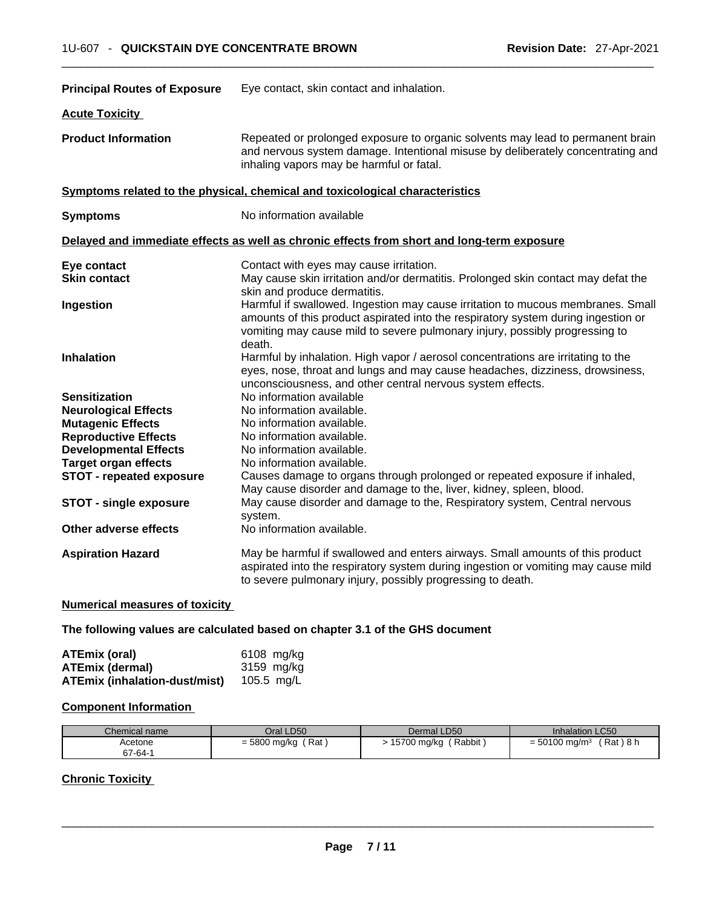**Principal Routes of Exposure** Eye contact, skin contact and inhalation.

**Acute Toxicity**

**Product Information** Repeated or prolonged exposure to organic solvents may lead to permanent brain and nervous system damage. Intentional misuse by deliberately concentrating and inhaling vapors may be harmful or fatal.

**Symptoms related to the physical, chemical and toxicological characteristics**

**Symptoms** No information available

**Delayed and immediate effects as well as chronic effects from short and long-term exposure**

**Eye contact** Contact with eyes may cause irritation.

**Skin contact** May cause skin irritation and/or dermatitis. Prolonged skin contact may defat the skin and produce dermatitis.

**Ingestion** Harmful if swallowed. Ingestion may cause irritation to mucous membranes. Small amounts of this product aspirated into the respiratory system during ingestion or vomiting may cause mild to severe pulmonary injury, possibly progressing to death.

**Inhalation** Harmful by inhalation. High vapor / aerosol concentrations are irritating to the eyes, nose, throat and lungs and may cause headaches, dizziness, drowsiness, unconsciousness, and other central nervous system effects.

**Sensitization** No information available

**Neurological Effects** No information available.

**Mutagenic Effects** No information available.

**Reproductive Effects** No information available.

**Developmental Effects** No information available.

**Target organ effects** No information available.

**STOT - repeated exposure** Causes damage to organs through prolonged or repeated exposure if inhaled, May cause disorder and damage to the, liver, kidney, spleen, blood.

**STOT - single exposure** May cause disorder and damage to the, Respiratory system, Central nervous system.

**Other adverse effects** No information available.

**Aspiration Hazard** May be harmful if swallowed and enters airways. Small amounts of this product aspirated into the respiratory system during ingestion or vomiting may cause mild to severe pulmonary injury, possibly progressing to death.

**Numerical measures of toxicity**

**The following values are calculated based on chapter 3.1 of the GHS document**

**ATEmix (oral)** 6108 mg/kg
**ATEmix (dermal)** 3159 mg/kg
**ATEmix (inhalation-dust/mist)** 105.5 mg/L

**Component Information**

| Chemical name | Oral LD50 | Dermal LD50 | Inhalation LC50 |
|---|---|---|---|
| Acetone<br>67-64-1 | = 5800 mg/kg ( Rat ) | > 15700 mg/kg ( Rabbit ) | = 50100 mg/m$^3$ ( Rat ) 8 h |

**Chronic Toxicity**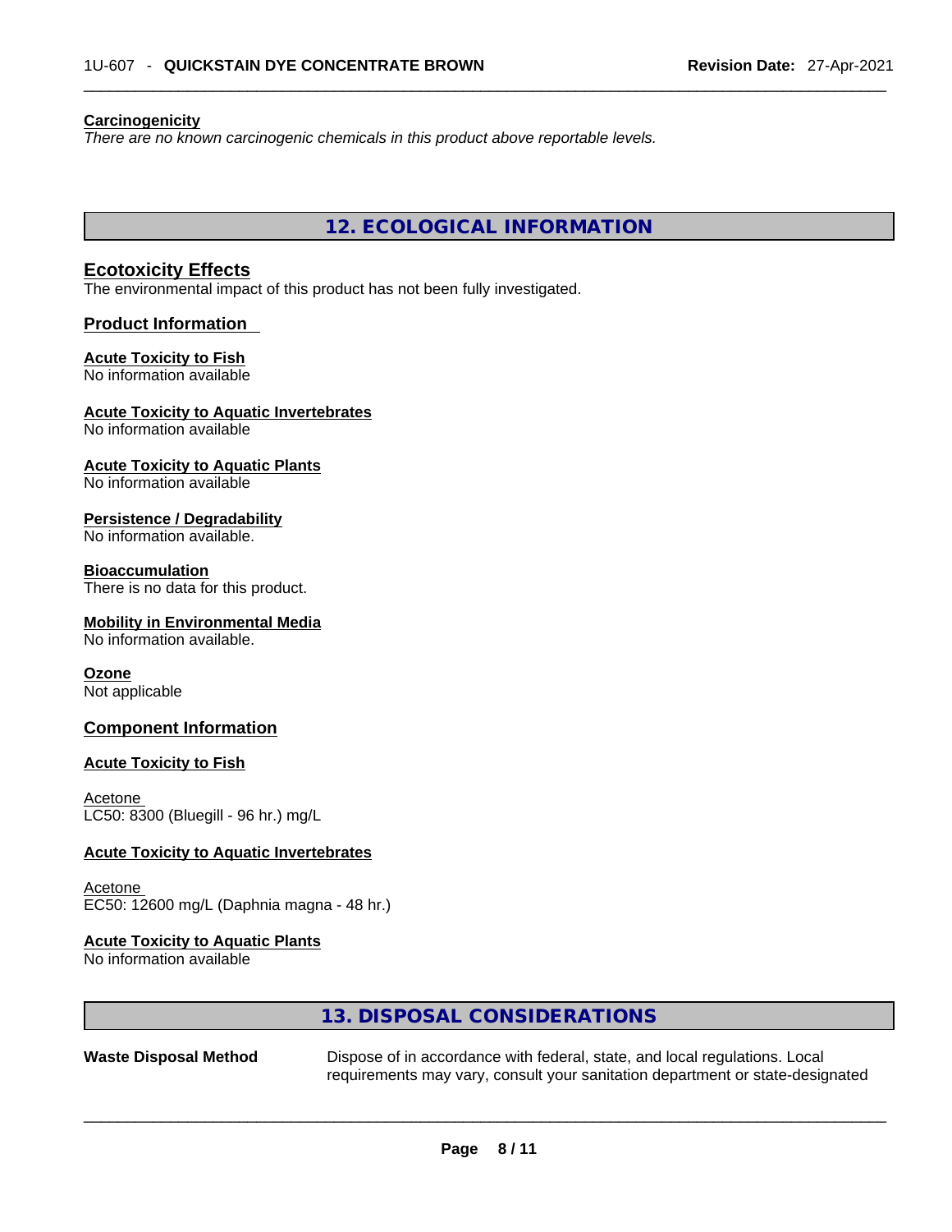**Carcinogenicity**

*There are no known carcinogenic chemicals in this product above reportable levels.*

## 12. ECOLOGICAL INFORMATION

### Ecotoxicity Effects

The environmental impact of this product has not been fully investigated.

### Product Information

**Acute Toxicity to Fish**
No information available

**Acute Toxicity to Aquatic Invertebrates**
No information available

**Acute Toxicity to Aquatic Plants**
No information available

**Persistence / Degradability**
No information available.

**Bioaccumulation**
There is no data for this product.

**Mobility in Environmental Media**
No information available.

**Ozone**
Not applicable

### Component Information

**Acute Toxicity to Fish**

Acetone
LC50: 8300 (Bluegill - 96 hr.) mg/L

**Acute Toxicity to Aquatic Invertebrates**

Acetone
EC50: 12600 mg/L (Daphnia magna - 48 hr.)

**Acute Toxicity to Aquatic Plants**
No information available

## 13. DISPOSAL CONSIDERATIONS

**Waste Disposal Method** Dispose of in accordance with federal, state, and local regulations. Local requirements may vary, consult your sanitation department or state-designated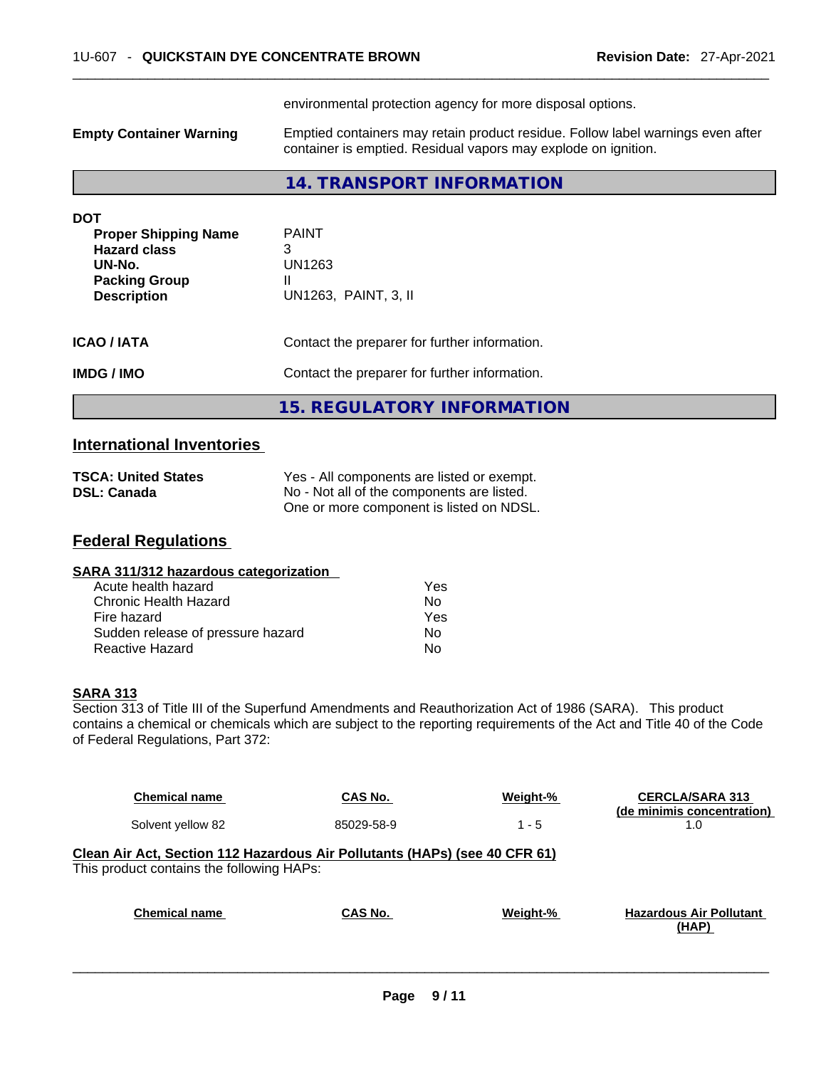environmental protection agency for more disposal options.

**Empty Container Warning** Emptied containers may retain product residue. Follow label warnings even after container is emptied. Residual vapors may explode on ignition.

## 14. TRANSPORT INFORMATION

**DOT**

| | |
|---|---|
| **Proper Shipping Name** | PAINT |
| **Hazard class** | 3 |
| **UN-No.** | UN1263 |
| **Packing Group** | II |
| **Description** | UN1263, PAINT, 3, II |

**ICAO / IATA** Contact the preparer for further information.

**IMDG / IMO** Contact the preparer for further information.

## 15. REGULATORY INFORMATION

### International Inventories

| | |
|---|---|
| **TSCA: United States** | Yes - All components are listed or exempt. |
| **DSL: Canada** | No - Not all of the components are listed. One or more component is listed on NDSL. |

### Federal Regulations

**SARA 311/312 hazardous categorization**

| | |
|---|---|
| Acute health hazard | Yes |
| Chronic Health Hazard | No |
| Fire hazard | Yes |
| Sudden release of pressure hazard | No |
| Reactive Hazard | No |

**SARA 313**

Section 313 of Title III of the Superfund Amendments and Reauthorization Act of 1986 (SARA). This product contains a chemical or chemicals which are subject to the reporting requirements of the Act and Title 40 of the Code of Federal Regulations, Part 372:

| Chemical name | CAS No. | Weight-% | CERCLA/SARA 313 (de minimis concentration) |
|---|---|---|---|
| Solvent yellow 82 | 85029-58-9 | 1 - 5 | 1.0 |

**Clean Air Act, Section 112 Hazardous Air Pollutants (HAPs) (see 40 CFR 61)**

This product contains the following HAPs:

| Chemical name | CAS No. | Weight-% | Hazardous Air Pollutant (HAP) |
|---|---|---|---|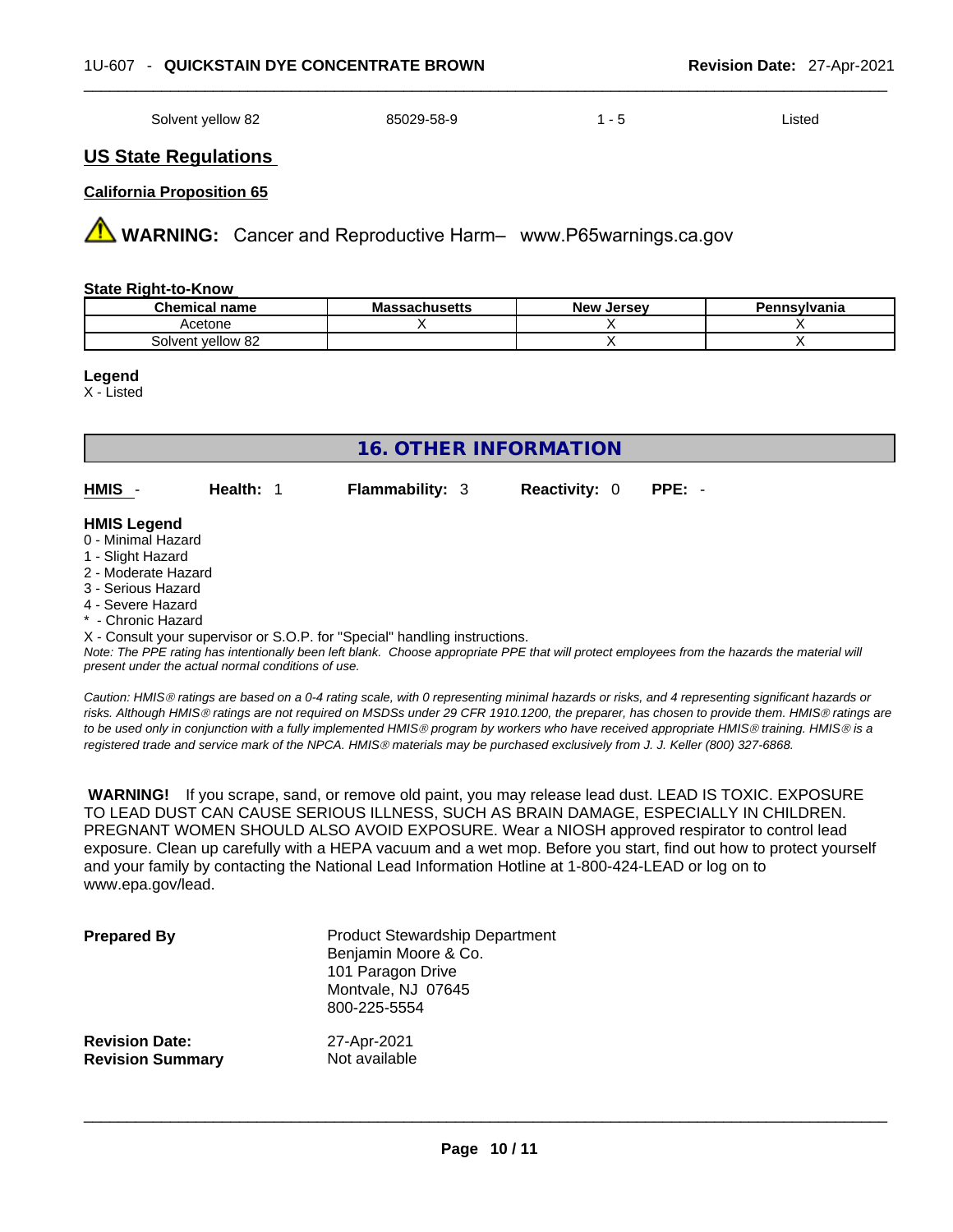| Solvent yellow 82 | 85029-58-9 | 1 - 5 | Listed |
|---|---|---|---|

## US State Regulations

### California Proposition 65

⚠ **WARNING:** Cancer and Reproductive Harm– www.P65warnings.ca.gov

### State Right-to-Know

| Chemical name | Massachusetts | New Jersey | Pennsylvania |
|---|---|---|---|
| Acetone | X | X | X |
| Solvent yellow 82 | | X | X |

**Legend**
X - Listed

## 16. OTHER INFORMATION

**HMIS** - **Health:** 1 **Flammability:** 3 **Reactivity:** 0 **PPE:** -

**HMIS Legend**
0 - Minimal Hazard
1 - Slight Hazard
2 - Moderate Hazard
3 - Serious Hazard
4 - Severe Hazard
* - Chronic Hazard
X - Consult your supervisor or S.O.P. for "Special" handling instructions.
*Note: The PPE rating has intentionally been left blank. Choose appropriate PPE that will protect employees from the hazards the material will present under the actual normal conditions of use.*

*Caution: HMIS® ratings are based on a 0-4 rating scale, with 0 representing minimal hazards or risks, and 4 representing significant hazards or risks. Although HMIS® ratings are not required on MSDSs under 29 CFR 1910.1200, the preparer, has chosen to provide them. HMIS® ratings are to be used only in conjunction with a fully implemented HMIS® program by workers who have received appropriate HMIS® training. HMIS® is a registered trade and service mark of the NPCA. HMIS® materials may be purchased exclusively from J. J. Keller (800) 327-6868.*

**WARNING!** If you scrape, sand, or remove old paint, you may release lead dust. LEAD IS TOXIC. EXPOSURE TO LEAD DUST CAN CAUSE SERIOUS ILLNESS, SUCH AS BRAIN DAMAGE, ESPECIALLY IN CHILDREN. PREGNANT WOMEN SHOULD ALSO AVOID EXPOSURE. Wear a NIOSH approved respirator to control lead exposure. Clean up carefully with a HEPA vacuum and a wet mop. Before you start, find out how to protect yourself and your family by contacting the National Lead Information Hotline at 1-800-424-LEAD or log on to www.epa.gov/lead.

**Prepared By**
Product Stewardship Department
Benjamin Moore & Co.
101 Paragon Drive
Montvale, NJ 07645
800-225-5554

**Revision Date:** 27-Apr-2021
**Revision Summary** Not available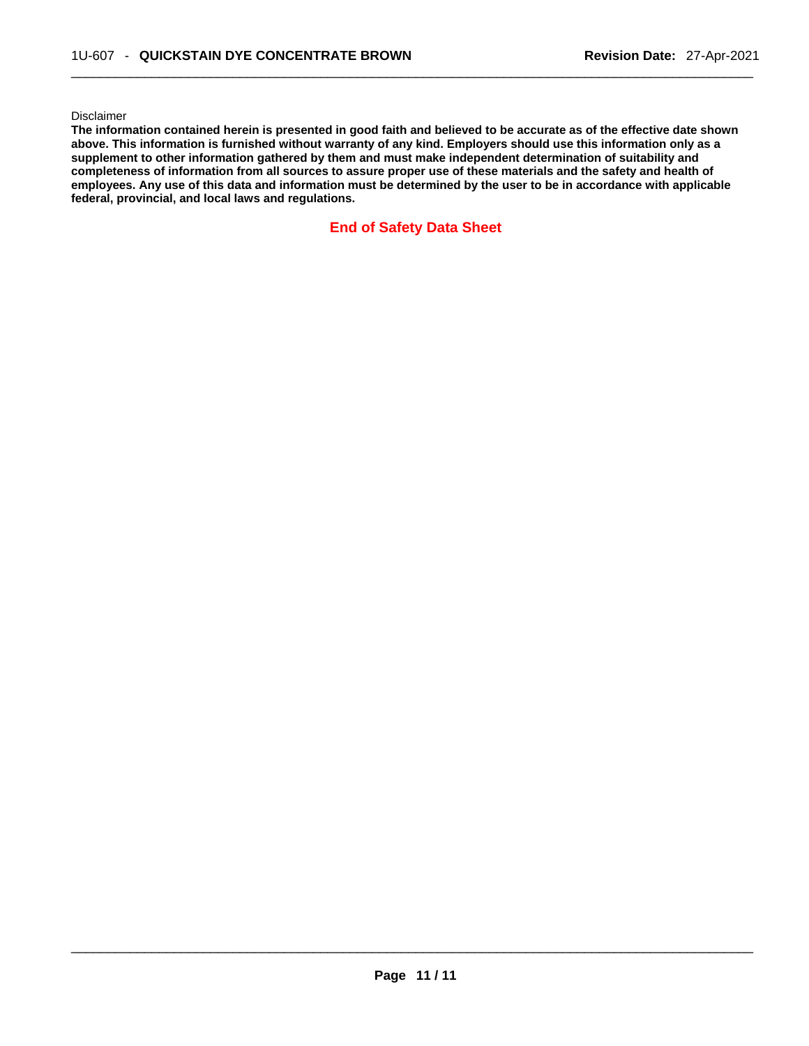Disclaimer

**The information contained herein is presented in good faith and believed to be accurate as of the effective date shown above. This information is furnished without warranty of any kind. Employers should use this information only as a supplement to other information gathered by them and must make independent determination of suitability and completeness of information from all sources to assure proper use of these materials and the safety and health of employees. Any use of this data and information must be determined by the user to be in accordance with applicable federal, provincial, and local laws and regulations.**

**End of Safety Data Sheet**